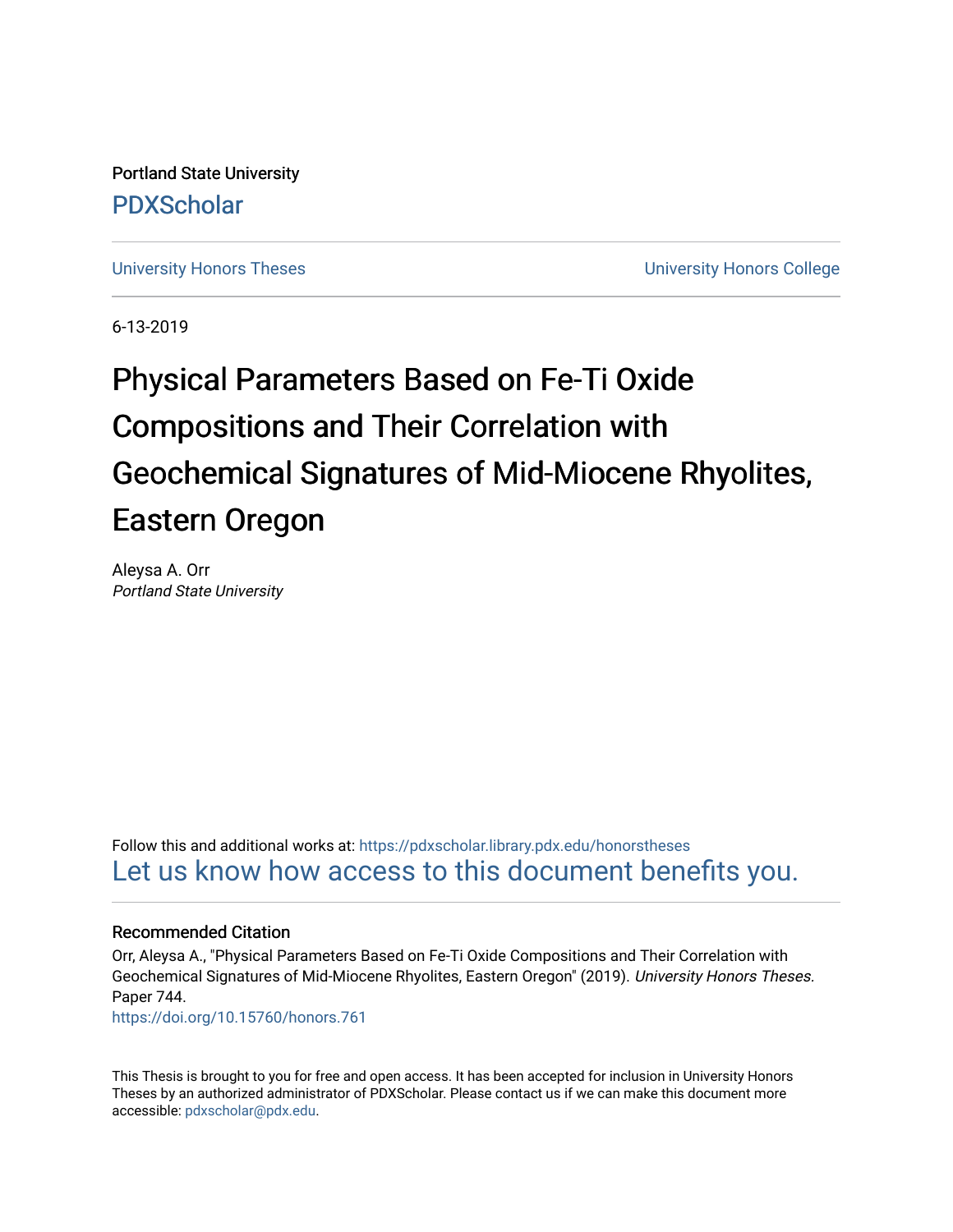Portland State University

PDXScholar

University Honors Theses | University Honors College

6-13-2019

# Physical Parameters Based on Fe-Ti Oxide Compositions and Their Correlation with Geochemical Signatures of Mid-Miocene Rhyolites, Eastern Oregon

Aleysa A. Orr
*Portland State University*

Follow this and additional works at: https://pdxscholar.library.pdx.edu/honorstheses

Let us know how access to this document benefits you.

### Recommended Citation

Orr, Aleysa A., "Physical Parameters Based on Fe-Ti Oxide Compositions and Their Correlation with Geochemical Signatures of Mid-Miocene Rhyolites, Eastern Oregon" (2019). *University Honors Theses.* Paper 744.
https://doi.org/10.15760/honors.761

This Thesis is brought to you for free and open access. It has been accepted for inclusion in University Honors Theses by an authorized administrator of PDXScholar. Please contact us if we can make this document more accessible: pdxscholar@pdx.edu.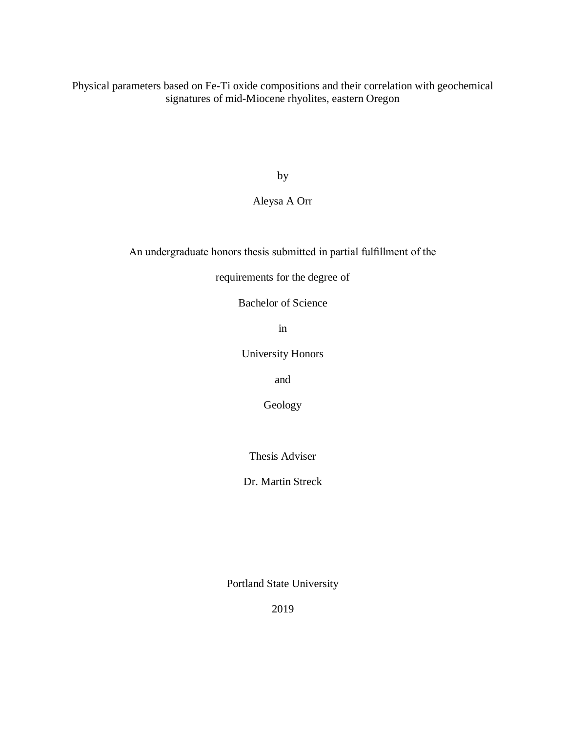# Physical parameters based on Fe-Ti oxide compositions and their correlation with geochemical signatures of mid-Miocene rhyolites, eastern Oregon

by

Aleysa A Orr

An undergraduate honors thesis submitted in partial fulfillment of the

requirements for the degree of

Bachelor of Science

in

University Honors

and

Geology

Thesis Adviser

Dr. Martin Streck

Portland State University

2019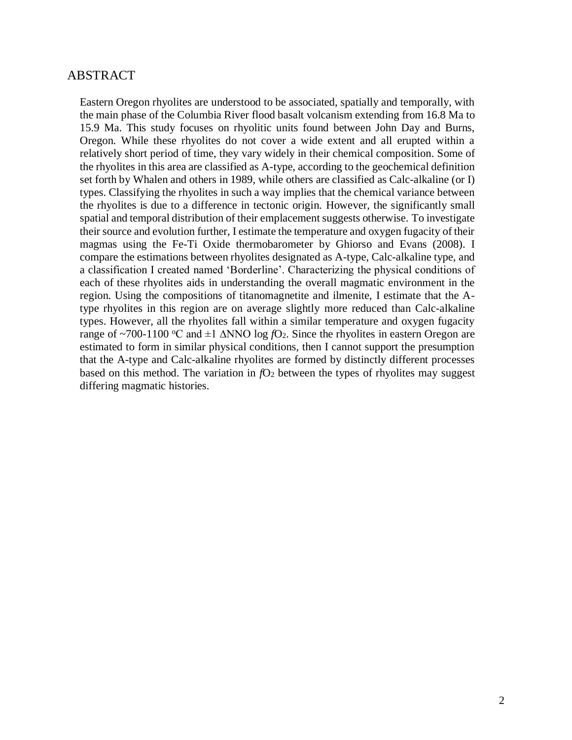# ABSTRACT

Eastern Oregon rhyolites are understood to be associated, spatially and temporally, with the main phase of the Columbia River flood basalt volcanism extending from 16.8 Ma to 15.9 Ma. This study focuses on rhyolitic units found between John Day and Burns, Oregon. While these rhyolites do not cover a wide extent and all erupted within a relatively short period of time, they vary widely in their chemical composition. Some of the rhyolites in this area are classified as A-type, according to the geochemical definition set forth by Whalen and others in 1989, while others are classified as Calc-alkaline (or I) types. Classifying the rhyolites in such a way implies that the chemical variance between the rhyolites is due to a difference in tectonic origin. However, the significantly small spatial and temporal distribution of their emplacement suggests otherwise. To investigate their source and evolution further, I estimate the temperature and oxygen fugacity of their magmas using the Fe-Ti Oxide thermobarometer by Ghiorso and Evans (2008). I compare the estimations between rhyolites designated as A-type, Calc-alkaline type, and a classification I created named 'Borderline'. Characterizing the physical conditions of each of these rhyolites aids in understanding the overall magmatic environment in the region. Using the compositions of titanomagnetite and ilmenite, I estimate that the A-type rhyolites in this region are on average slightly more reduced than Calc-alkaline types. However, all the rhyolites fall within a similar temperature and oxygen fugacity range of ~700-1100 $^{o}$C and $\pm 1$ $\Delta$NNO log $fO_2$. Since the rhyolites in eastern Oregon are estimated to form in similar physical conditions, then I cannot support the presumption that the A-type and Calc-alkaline rhyolites are formed by distinctly different processes based on this method. The variation in $fO_2$ between the types of rhyolites may suggest differing magmatic histories.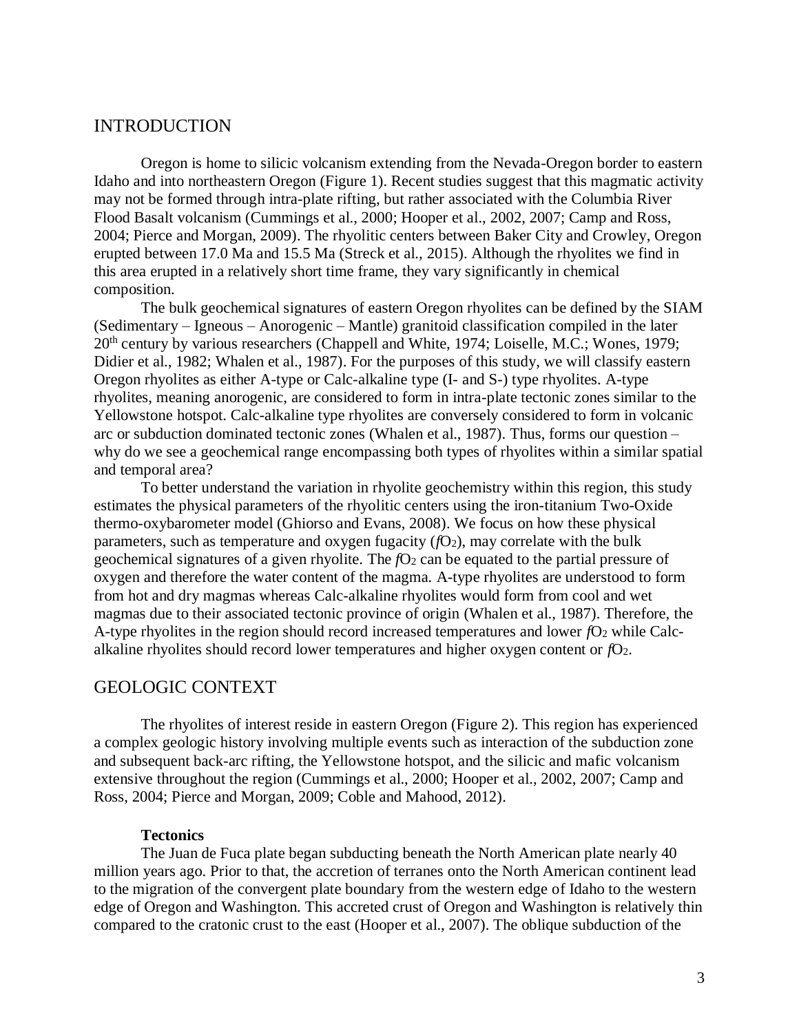## INTRODUCTION

Oregon is home to silicic volcanism extending from the Nevada-Oregon border to eastern Idaho and into northeastern Oregon (Figure 1). Recent studies suggest that this magmatic activity may not be formed through intra-plate rifting, but rather associated with the Columbia River Flood Basalt volcanism (Cummings et al., 2000; Hooper et al., 2002, 2007; Camp and Ross, 2004; Pierce and Morgan, 2009). The rhyolitic centers between Baker City and Crowley, Oregon erupted between 17.0 Ma and 15.5 Ma (Streck et al., 2015). Although the rhyolites we find in this area erupted in a relatively short time frame, they vary significantly in chemical composition.

The bulk geochemical signatures of eastern Oregon rhyolites can be defined by the SIAM (Sedimentary – Igneous – Anorogenic – Mantle) granitoid classification compiled in the later 20th century by various researchers (Chappell and White, 1974; Loiselle, M.C.; Wones, 1979; Didier et al., 1982; Whalen et al., 1987). For the purposes of this study, we will classify eastern Oregon rhyolites as either A-type or Calc-alkaline type (I- and S-) type rhyolites. A-type rhyolites, meaning anorogenic, are considered to form in intra-plate tectonic zones similar to the Yellowstone hotspot. Calc-alkaline type rhyolites are conversely considered to form in volcanic arc or subduction dominated tectonic zones (Whalen et al., 1987). Thus, forms our question – why do we see a geochemical range encompassing both types of rhyolites within a similar spatial and temporal area?

To better understand the variation in rhyolite geochemistry within this region, this study estimates the physical parameters of the rhyolitic centers using the iron-titanium Two-Oxide thermo-oxybarometer model (Ghiorso and Evans, 2008). We focus on how these physical parameters, such as temperature and oxygen fugacity ($fO_2$), may correlate with the bulk geochemical signatures of a given rhyolite. The $fO_2$ can be equated to the partial pressure of oxygen and therefore the water content of the magma. A-type rhyolites are understood to form from hot and dry magmas whereas Calc-alkaline rhyolites would form from cool and wet magmas due to their associated tectonic province of origin (Whalen et al., 1987). Therefore, the A-type rhyolites in the region should record increased temperatures and lower $fO_2$ while Calc-alkaline rhyolites should record lower temperatures and higher oxygen content or $fO_2$.

## GEOLOGIC CONTEXT

The rhyolites of interest reside in eastern Oregon (Figure 2). This region has experienced a complex geologic history involving multiple events such as interaction of the subduction zone and subsequent back-arc rifting, the Yellowstone hotspot, and the silicic and mafic volcanism extensive throughout the region (Cummings et al., 2000; Hooper et al., 2002, 2007; Camp and Ross, 2004; Pierce and Morgan, 2009; Coble and Mahood, 2012).

### Tectonics

The Juan de Fuca plate began subducting beneath the North American plate nearly 40 million years ago. Prior to that, the accretion of terranes onto the North American continent lead to the migration of the convergent plate boundary from the western edge of Idaho to the western edge of Oregon and Washington. This accreted crust of Oregon and Washington is relatively thin compared to the cratonic crust to the east (Hooper et al., 2007). The oblique subduction of the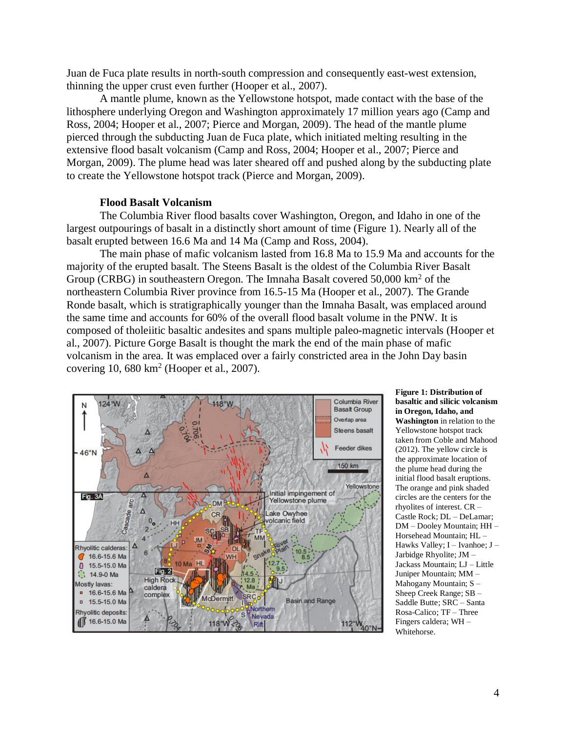Juan de Fuca plate results in north-south compression and consequently east-west extension, thinning the upper crust even further (Hooper et al., 2007).

A mantle plume, known as the Yellowstone hotspot, made contact with the base of the lithosphere underlying Oregon and Washington approximately 17 million years ago (Camp and Ross, 2004; Hooper et al., 2007; Pierce and Morgan, 2009). The head of the mantle plume pierced through the subducting Juan de Fuca plate, which initiated melting resulting in the extensive flood basalt volcanism (Camp and Ross, 2004; Hooper et al., 2007; Pierce and Morgan, 2009). The plume head was later sheared off and pushed along by the subducting plate to create the Yellowstone hotspot track (Pierce and Morgan, 2009).

### Flood Basalt Volcanism

The Columbia River flood basalts cover Washington, Oregon, and Idaho in one of the largest outpourings of basalt in a distinctly short amount of time (Figure 1). Nearly all of the basalt erupted between 16.6 Ma and 14 Ma (Camp and Ross, 2004).

The main phase of mafic volcanism lasted from 16.8 Ma to 15.9 Ma and accounts for the majority of the erupted basalt. The Steens Basalt is the oldest of the Columbia River Basalt Group (CRBG) in southeastern Oregon. The Imnaha Basalt covered 50,000 $km^2$ of the northeastern Columbia River province from 16.5-15 Ma (Hooper et al., 2007). The Grande Ronde basalt, which is stratigraphically younger than the Imnaha Basalt, was emplaced around the same time and accounts for 60% of the overall flood basalt volume in the PNW. It is composed of tholeiitic basaltic andesites and spans multiple paleo-magnetic intervals (Hooper et al., 2007). Picture Gorge Basalt is thought the mark the end of the main phase of mafic volcanism in the area. It was emplaced over a fairly constricted area in the John Day basin covering 10, 680 $km^2$ (Hooper et al., 2007).

**Figure 1: Distribution of basaltic and silicic volcanism in Oregon, Idaho, and Washington** in relation to the Yellowstone hotspot track taken from Coble and Mahood (2012). The yellow circle is the approximate location of the plume head during the initial flood basalt eruptions. The orange and pink shaded circles are the centers for the rhyolites of interest. CR – Castle Rock; DL – DeLamar; DM – Dooley Mountain; HH – Horsehead Mountain; HL – Hawks Valley; I – Ivanhoe; J – Jarbidge Rhyolite; JM – Jackass Mountain; LJ – Little Juniper Mountain; MM – Mahogany Mountain; S – Sheep Creek Range; SB – Saddle Butte; SRC – Santa Rosa-Calico; TF – Three Fingers caldera; WH – Whitehorse.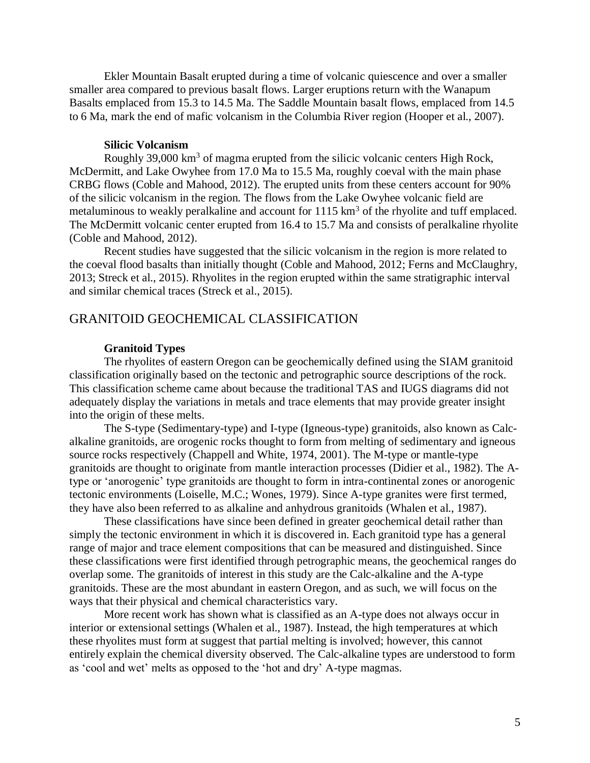Ekler Mountain Basalt erupted during a time of volcanic quiescence and over a smaller smaller area compared to previous basalt flows. Larger eruptions return with the Wanapum Basalts emplaced from 15.3 to 14.5 Ma. The Saddle Mountain basalt flows, emplaced from 14.5 to 6 Ma, mark the end of mafic volcanism in the Columbia River region (Hooper et al., 2007).

### Silicic Volcanism

Roughly 39,000 km$^3$ of magma erupted from the silicic volcanic centers High Rock, McDermitt, and Lake Owyhee from 17.0 Ma to 15.5 Ma, roughly coeval with the main phase CRBG flows (Coble and Mahood, 2012). The erupted units from these centers account for 90% of the silicic volcanism in the region. The flows from the Lake Owyhee volcanic field are metaluminous to weakly peralkaline and account for 1115 km$^3$ of the rhyolite and tuff emplaced. The McDermitt volcanic center erupted from 16.4 to 15.7 Ma and consists of peralkaline rhyolite (Coble and Mahood, 2012).

Recent studies have suggested that the silicic volcanism in the region is more related to the coeval flood basalts than initially thought (Coble and Mahood, 2012; Ferns and McClaughry, 2013; Streck et al., 2015). Rhyolites in the region erupted within the same stratigraphic interval and similar chemical traces (Streck et al., 2015).

## GRANITOID GEOCHEMICAL CLASSIFICATION

### Granitoid Types

The rhyolites of eastern Oregon can be geochemically defined using the SIAM granitoid classification originally based on the tectonic and petrographic source descriptions of the rock. This classification scheme came about because the traditional TAS and IUGS diagrams did not adequately display the variations in metals and trace elements that may provide greater insight into the origin of these melts.

The S-type (Sedimentary-type) and I-type (Igneous-type) granitoids, also known as Calc-alkaline granitoids, are orogenic rocks thought to form from melting of sedimentary and igneous source rocks respectively (Chappell and White, 1974, 2001). The M-type or mantle-type granitoids are thought to originate from mantle interaction processes (Didier et al., 1982). The A-type or 'anorogenic' type granitoids are thought to form in intra-continental zones or anorogenic tectonic environments (Loiselle, M.C.; Wones, 1979). Since A-type granites were first termed, they have also been referred to as alkaline and anhydrous granitoids (Whalen et al., 1987).

These classifications have since been defined in greater geochemical detail rather than simply the tectonic environment in which it is discovered in. Each granitoid type has a general range of major and trace element compositions that can be measured and distinguished. Since these classifications were first identified through petrographic means, the geochemical ranges do overlap some. The granitoids of interest in this study are the Calc-alkaline and the A-type granitoids. These are the most abundant in eastern Oregon, and as such, we will focus on the ways that their physical and chemical characteristics vary.

More recent work has shown what is classified as an A-type does not always occur in interior or extensional settings (Whalen et al., 1987). Instead, the high temperatures at which these rhyolites must form at suggest that partial melting is involved; however, this cannot entirely explain the chemical diversity observed. The Calc-alkaline types are understood to form as 'cool and wet' melts as opposed to the 'hot and dry' A-type magmas.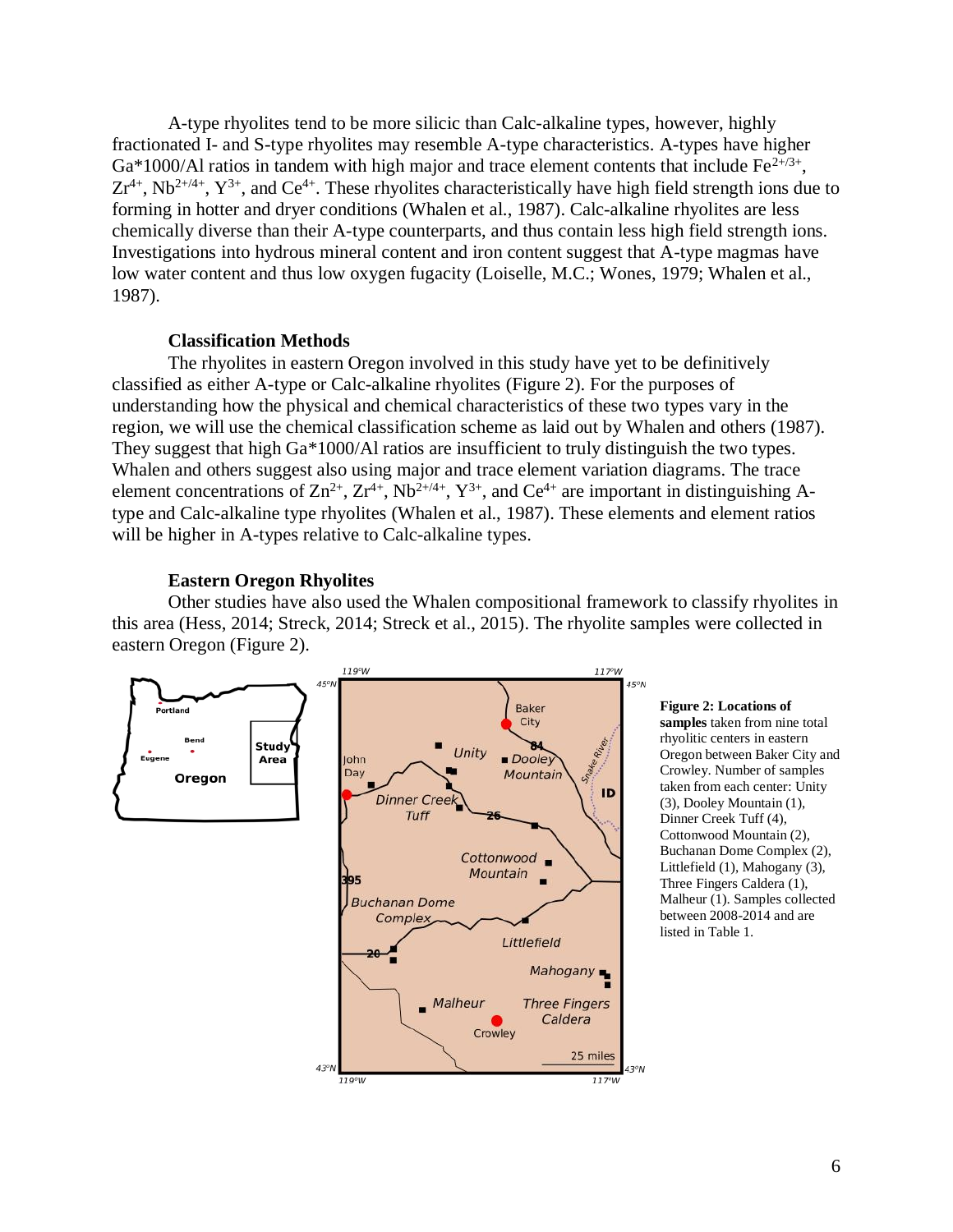A-type rhyolites tend to be more silicic than Calc-alkaline types, however, highly fractionated I- and S-type rhyolites may resemble A-type characteristics. A-types have higher Ga*1000/Al ratios in tandem with high major and trace element contents that include $Fe^{2+/3+}$, $Zr^{4+}$, $Nb^{2+/4+}$, $Y^{3+}$, and $Ce^{4+}$. These rhyolites characteristically have high field strength ions due to forming in hotter and dryer conditions (Whalen et al., 1987). Calc-alkaline rhyolites are less chemically diverse than their A-type counterparts, and thus contain less high field strength ions. Investigations into hydrous mineral content and iron content suggest that A-type magmas have low water content and thus low oxygen fugacity (Loiselle, M.C.; Wones, 1979; Whalen et al., 1987).

### Classification Methods

The rhyolites in eastern Oregon involved in this study have yet to be definitively classified as either A-type or Calc-alkaline rhyolites (Figure 2). For the purposes of understanding how the physical and chemical characteristics of these two types vary in the region, we will use the chemical classification scheme as laid out by Whalen and others (1987). They suggest that high Ga*1000/Al ratios are insufficient to truly distinguish the two types. Whalen and others suggest also using major and trace element variation diagrams. The trace element concentrations of $Zn^{2+}$, $Zr^{4+}$, $Nb^{2+/4+}$, $Y^{3+}$, and $Ce^{4+}$ are important in distinguishing A-type and Calc-alkaline type rhyolites (Whalen et al., 1987). These elements and element ratios will be higher in A-types relative to Calc-alkaline types.

### Eastern Oregon Rhyolites

Other studies have also used the Whalen compositional framework to classify rhyolites in this area (Hess, 2014; Streck, 2014; Streck et al., 2015). The rhyolite samples were collected in eastern Oregon (Figure 2).

**Figure 2: Locations of samples** taken from nine total rhyolitic centers in eastern Oregon between Baker City and Crowley. Number of samples taken from each center: Unity (3), Dooley Mountain (1), Dinner Creek Tuff (4), Cottonwood Mountain (2), Buchanan Dome Complex (2), Littlefield (1), Mahogany (3), Three Fingers Caldera (1), Malheur (1). Samples collected between 2008-2014 and are listed in Table 1.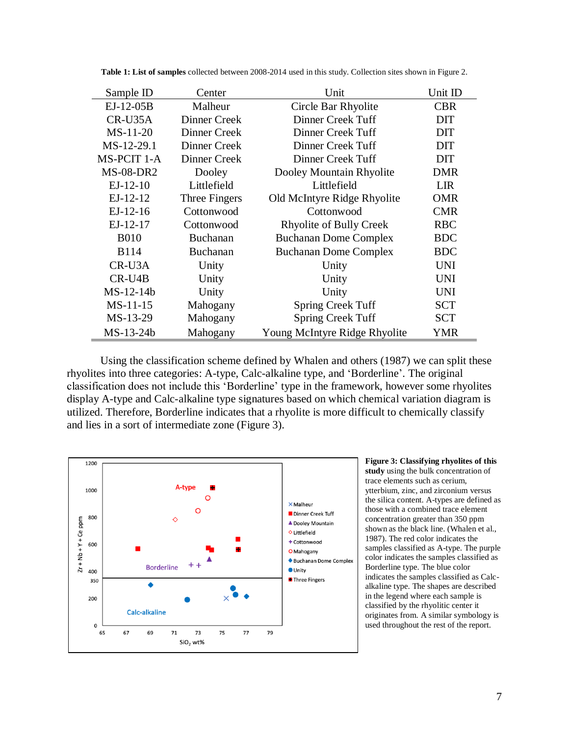**Table 1: List of samples** collected between 2008-2014 used in this study. Collection sites shown in Figure 2.

| Sample ID | Center | Unit | Unit ID |
|---|---|---|---|
| EJ-12-05B | Malheur | Circle Bar Rhyolite | CBR |
| CR-U35A | Dinner Creek | Dinner Creek Tuff | DIT |
| MS-11-20 | Dinner Creek | Dinner Creek Tuff | DIT |
| MS-12-29.1 | Dinner Creek | Dinner Creek Tuff | DIT |
| MS-PCIT 1-A | Dinner Creek | Dinner Creek Tuff | DIT |
| MS-08-DR2 | Dooley | Dooley Mountain Rhyolite | DMR |
| EJ-12-10 | Littlefield | Littlefield | LIR |
| EJ-12-12 | Three Fingers | Old McIntyre Ridge Rhyolite | OMR |
| EJ-12-16 | Cottonwood | Cottonwood | CMR |
| EJ-12-17 | Cottonwood | Rhyolite of Bully Creek | RBC |
| B010 | Buchanan | Buchanan Dome Complex | BDC |
| B114 | Buchanan | Buchanan Dome Complex | BDC |
| CR-U3A | Unity | Unity | UNI |
| CR-U4B | Unity | Unity | UNI |
| MS-12-14b | Unity | Unity | UNI |
| MS-11-15 | Mahogany | Spring Creek Tuff | SCT |
| MS-13-29 | Mahogany | Spring Creek Tuff | SCT |
| MS-13-24b | Mahogany | Young McIntyre Ridge Rhyolite | YMR |

Using the classification scheme defined by Whalen and others (1987) we can split these rhyolites into three categories: A-type, Calc-alkaline type, and 'Borderline'. The original classification does not include this 'Borderline' type in the framework, however some rhyolites display A-type and Calc-alkaline type signatures based on which chemical variation diagram is utilized. Therefore, Borderline indicates that a rhyolite is more difficult to chemically classify and lies in a sort of intermediate zone (Figure 3).

**Figure 3: Classifying rhyolites of this study** using the bulk concentration of trace elements such as cerium, ytterbium, zinc, and zirconium versus the silica content. A-types are defined as those with a combined trace element concentration greater than 350 ppm shown as the black line. (Whalen et al., 1987). The red color indicates the samples classified as A-type. The purple color indicates the samples classified as Borderline type. The blue color indicates the samples classified as Calc-alkaline type. The shapes are described in the legend where each sample is classified by the rhyolitic center it originates from. A similar symbology is used throughout the rest of the report.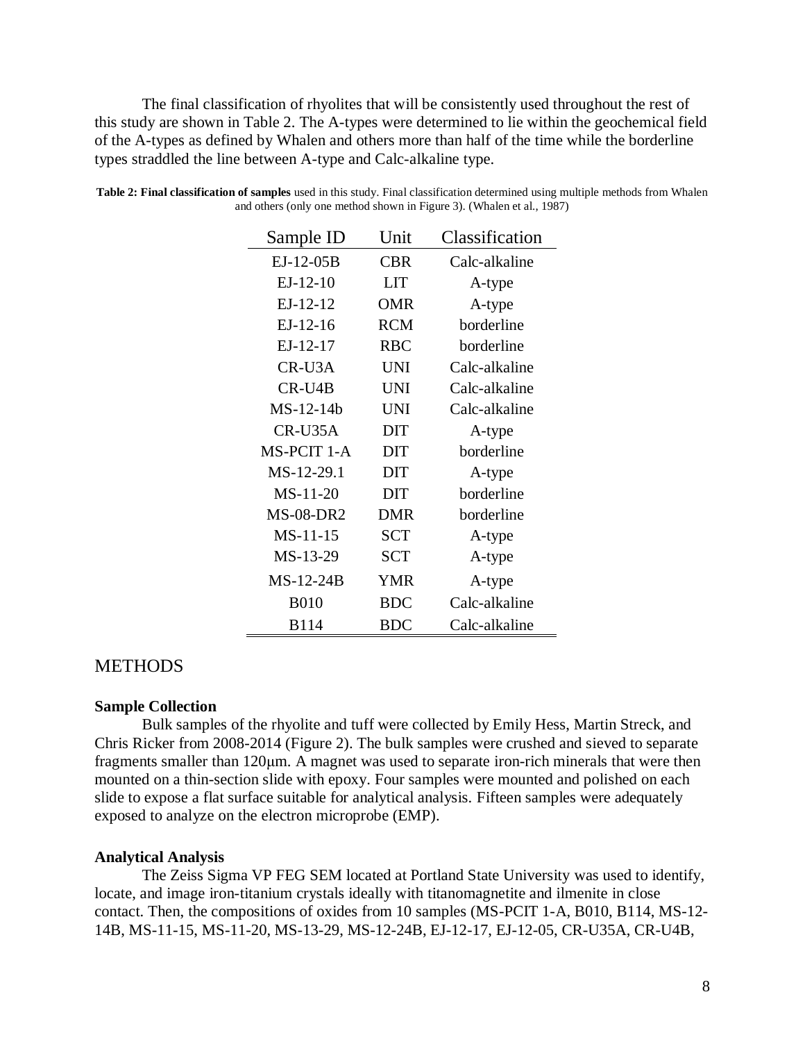The final classification of rhyolites that will be consistently used throughout the rest of this study are shown in Table 2. The A-types were determined to lie within the geochemical field of the A-types as defined by Whalen and others more than half of the time while the borderline types straddled the line between A-type and Calc-alkaline type.

**Table 2: Final classification of samples** used in this study. Final classification determined using multiple methods from Whalen and others (only one method shown in Figure 3). (Whalen et al., 1987)

| Sample ID | Unit | Classification |
|---|---|---|
| EJ-12-05B | CBR | Calc-alkaline |
| EJ-12-10 | LIT | A-type |
| EJ-12-12 | OMR | A-type |
| EJ-12-16 | RCM | borderline |
| EJ-12-17 | RBC | borderline |
| CR-U3A | UNI | Calc-alkaline |
| CR-U4B | UNI | Calc-alkaline |
| MS-12-14b | UNI | Calc-alkaline |
| CR-U35A | DIT | A-type |
| MS-PCIT 1-A | DIT | borderline |
| MS-12-29.1 | DIT | A-type |
| MS-11-20 | DIT | borderline |
| MS-08-DR2 | DMR | borderline |
| MS-11-15 | SCT | A-type |
| MS-13-29 | SCT | A-type |
| MS-12-24B | YMR | A-type |
| B010 | BDC | Calc-alkaline |
| B114 | BDC | Calc-alkaline |

## METHODS

### Sample Collection

Bulk samples of the rhyolite and tuff were collected by Emily Hess, Martin Streck, and Chris Ricker from 2008-2014 (Figure 2). The bulk samples were crushed and sieved to separate fragments smaller than 120μm. A magnet was used to separate iron-rich minerals that were then mounted on a thin-section slide with epoxy. Four samples were mounted and polished on each slide to expose a flat surface suitable for analytical analysis. Fifteen samples were adequately exposed to analyze on the electron microprobe (EMP).

### Analytical Analysis

The Zeiss Sigma VP FEG SEM located at Portland State University was used to identify, locate, and image iron-titanium crystals ideally with titanomagnetite and ilmenite in close contact. Then, the compositions of oxides from 10 samples (MS-PCIT 1-A, B010, B114, MS-12-14B, MS-11-15, MS-11-20, MS-13-29, MS-12-24B, EJ-12-17, EJ-12-05, CR-U35A, CR-U4B,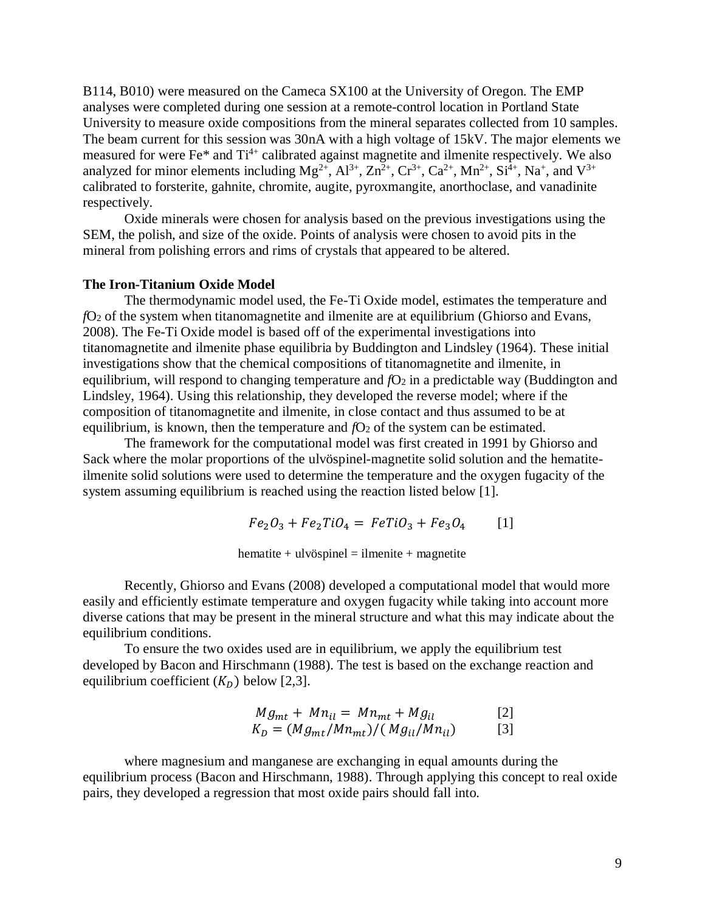B114, B010) were measured on the Cameca SX100 at the University of Oregon. The EMP analyses were completed during one session at a remote-control location in Portland State University to measure oxide compositions from the mineral separates collected from 10 samples. The beam current for this session was 30nA with a high voltage of 15kV. The major elements we measured for were Fe* and $Ti^{4+}$ calibrated against magnetite and ilmenite respectively. We also analyzed for minor elements including $Mg^{2+}$, $Al^{3+}$, $Zn^{2+}$, $Cr^{3+}$, $Ca^{2+}$, $Mn^{2+}$, $Si^{4+}$, $Na^{+}$, and $V^{3+}$ calibrated to forsterite, gahnite, chromite, augite, pyroxmangite, anorthoclase, and vanadinite respectively.

Oxide minerals were chosen for analysis based on the previous investigations using the SEM, the polish, and size of the oxide. Points of analysis were chosen to avoid pits in the mineral from polishing errors and rims of crystals that appeared to be altered.

**The Iron-Titanium Oxide Model**

The thermodynamic model used, the Fe-Ti Oxide model, estimates the temperature and $fO_2$ of the system when titanomagnetite and ilmenite are at equilibrium (Ghiorso and Evans, 2008). The Fe-Ti Oxide model is based off of the experimental investigations into titanomagnetite and ilmenite phase equilibria by Buddington and Lindsley (1964). These initial investigations show that the chemical compositions of titanomagnetite and ilmenite, in equilibrium, will respond to changing temperature and $fO_2$ in a predictable way (Buddington and Lindsley, 1964). Using this relationship, they developed the reverse model; where if the composition of titanomagnetite and ilmenite, in close contact and thus assumed to be at equilibrium, is known, then the temperature and $fO_2$ of the system can be estimated.

The framework for the computational model was first created in 1991 by Ghiorso and Sack where the molar proportions of the ulvöspinel-magnetite solid solution and the hematite-ilmenite solid solutions were used to determine the temperature and the oxygen fugacity of the system assuming equilibrium is reached using the reaction listed below [1].

$$Fe_2O_3 + Fe_2TiO_4 = FeTiO_3 + Fe_3O_4 \qquad [1]$$

hematite + ulvöspinel = ilmenite + magnetite

Recently, Ghiorso and Evans (2008) developed a computational model that would more easily and efficiently estimate temperature and oxygen fugacity while taking into account more diverse cations that may be present in the mineral structure and what this may indicate about the equilibrium conditions.

To ensure the two oxides used are in equilibrium, we apply the equilibrium test developed by Bacon and Hirschmann (1988). The test is based on the exchange reaction and equilibrium coefficient ($K_D$) below [2,3].

$$Mg_{mt} + Mn_{il} = Mn_{mt} + Mg_{il} \qquad [2]$$

$$K_D = (Mg_{mt}/Mn_{mt})/(Mg_{il}/Mn_{il}) \qquad [3]$$

where magnesium and manganese are exchanging in equal amounts during the equilibrium process (Bacon and Hirschmann, 1988). Through applying this concept to real oxide pairs, they developed a regression that most oxide pairs should fall into.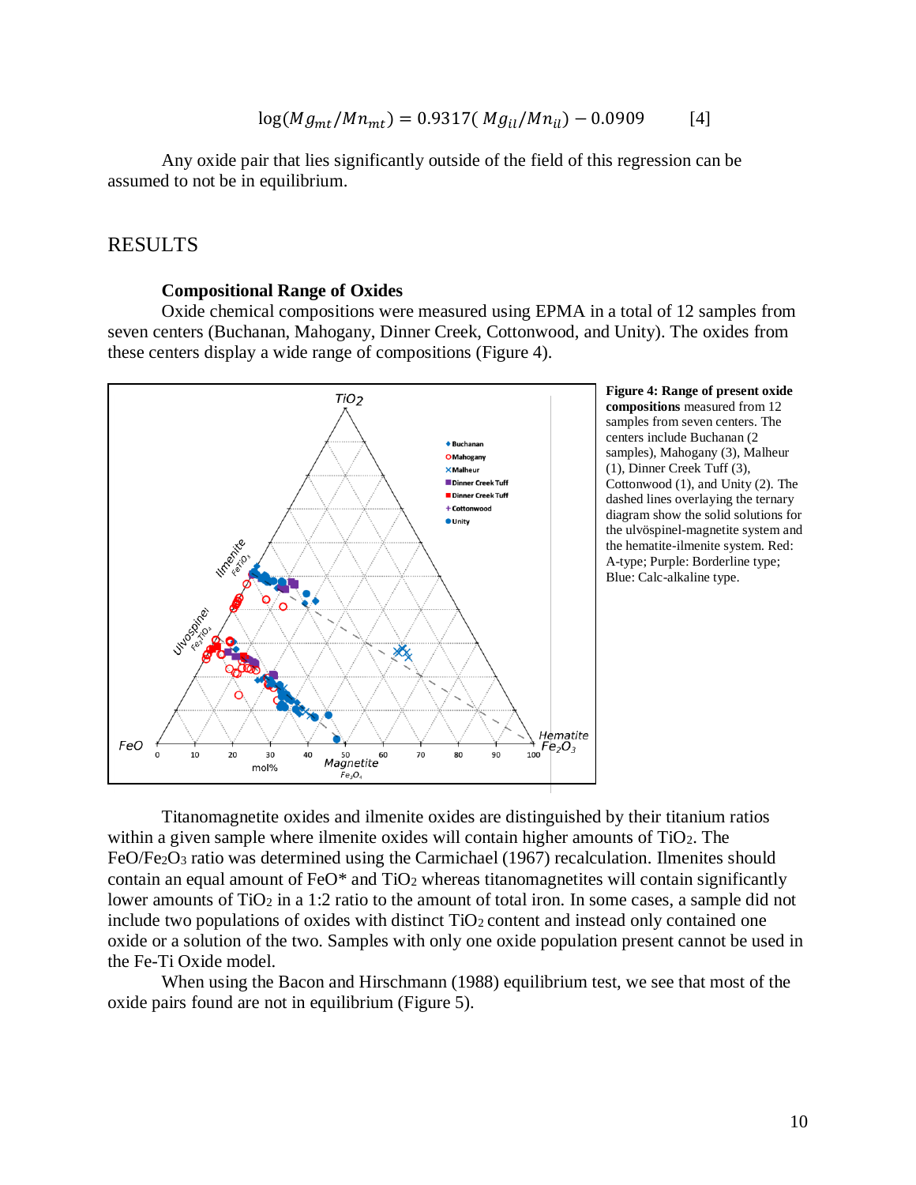$$\log(Mg_{mt}/Mn_{mt}) = 0.9317(Mg_{il}/Mn_{il}) - 0.0909 \qquad [4]$$

Any oxide pair that lies significantly outside of the field of this regression can be assumed to not be in equilibrium.

## RESULTS

### Compositional Range of Oxides

Oxide chemical compositions were measured using EPMA in a total of 12 samples from seven centers (Buchanan, Mahogany, Dinner Creek, Cottonwood, and Unity). The oxides from these centers display a wide range of compositions (Figure 4).

**Figure 4: Range of present oxide compositions** measured from 12 samples from seven centers. The centers include Buchanan (2 samples), Mahogany (3), Malheur (1), Dinner Creek Tuff (3), Cottonwood (1), and Unity (2). The dashed lines overlaying the ternary diagram show the solid solutions for the ulvöspinel-magnetite system and the hematite-ilmenite system. Red: A-type; Purple: Borderline type; Blue: Calc-alkaline type.

Titanomagnetite oxides and ilmenite oxides are distinguished by their titanium ratios within a given sample where ilmenite oxides will contain higher amounts of $TiO_2$. The $FeO/Fe_2O_3$ ratio was determined using the Carmichael (1967) recalculation. Ilmenites should contain an equal amount of FeO* and $TiO_2$ whereas titanomagnetites will contain significantly lower amounts of $TiO_2$ in a 1:2 ratio to the amount of total iron. In some cases, a sample did not include two populations of oxides with distinct $TiO_2$ content and instead only contained one oxide or a solution of the two. Samples with only one oxide population present cannot be used in the Fe-Ti Oxide model.

When using the Bacon and Hirschmann (1988) equilibrium test, we see that most of the oxide pairs found are not in equilibrium (Figure 5).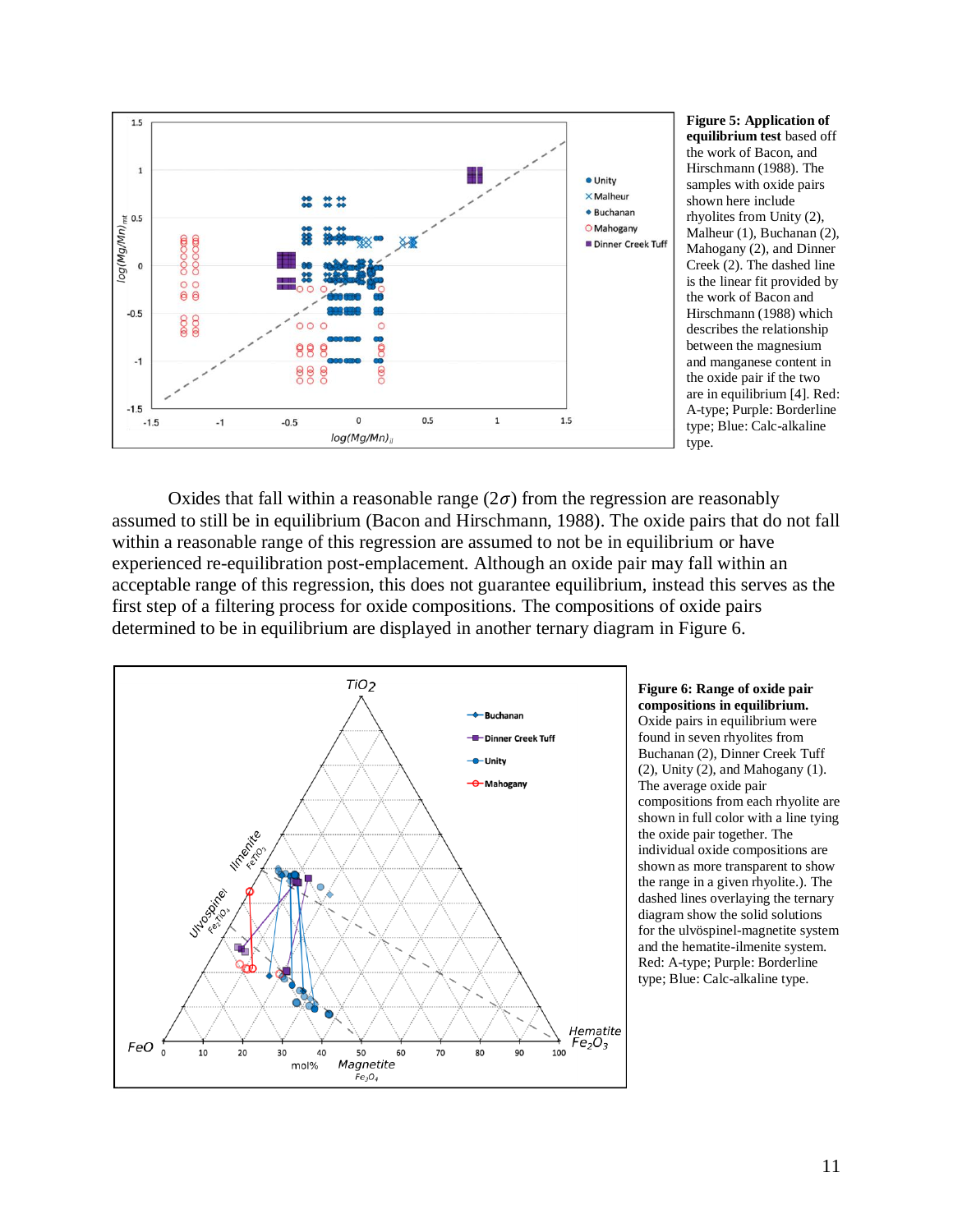**Figure 5: Application of equilibrium test** based off the work of Bacon, and Hirschmann (1988). The samples with oxide pairs shown here include rhyolites from Unity (2), Malheur (1), Buchanan (2), Mahogany (2), and Dinner Creek (2). The dashed line is the linear fit provided by the work of Bacon and Hirschmann (1988) which describes the relationship between the magnesium and manganese content in the oxide pair if the two are in equilibrium [4]. Red: A-type; Purple: Borderline type; Blue: Calc-alkaline type.

Oxides that fall within a reasonable range ($2\sigma$) from the regression are reasonably assumed to still be in equilibrium (Bacon and Hirschmann, 1988). The oxide pairs that do not fall within a reasonable range of this regression are assumed to not be in equilibrium or have experienced re-equilibration post-emplacement. Although an oxide pair may fall within an acceptable range of this regression, this does not guarantee equilibrium, instead this serves as the first step of a filtering process for oxide compositions. The compositions of oxide pairs determined to be in equilibrium are displayed in another ternary diagram in Figure 6.

**Figure 6: Range of oxide pair compositions in equilibrium.** Oxide pairs in equilibrium were found in seven rhyolites from Buchanan (2), Dinner Creek Tuff (2), Unity (2), and Mahogany (1). The average oxide pair compositions from each rhyolite are shown in full color with a line tying the oxide pair together. The individual oxide compositions are shown as more transparent to show the range in a given rhyolite.). The dashed lines overlaying the ternary diagram show the solid solutions for the ulvöspinel-magnetite system and the hematite-ilmenite system. Red: A-type; Purple: Borderline type; Blue: Calc-alkaline type.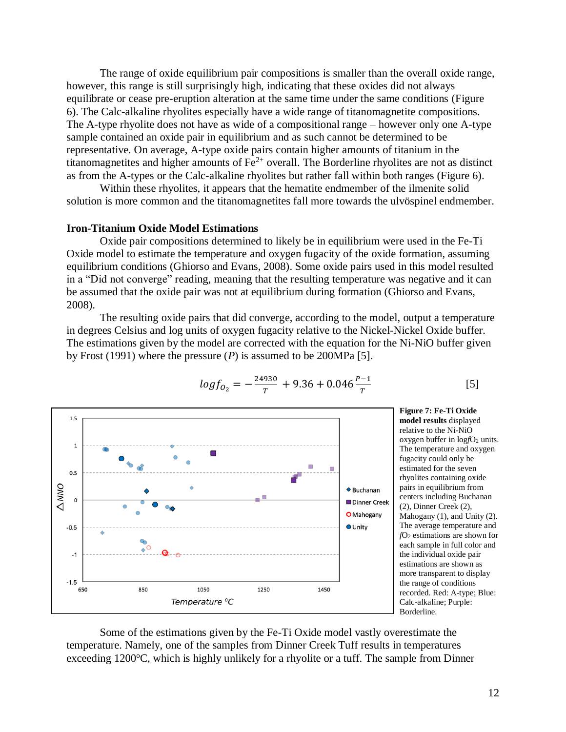The range of oxide equilibrium pair compositions is smaller than the overall oxide range, however, this range is still surprisingly high, indicating that these oxides did not always equilibrate or cease pre-eruption alteration at the same time under the same conditions (Figure 6). The Calc-alkaline rhyolites especially have a wide range of titanomagnetite compositions. The A-type rhyolite does not have as wide of a compositional range – however only one A-type sample contained an oxide pair in equilibrium and as such cannot be determined to be representative. On average, A-type oxide pairs contain higher amounts of titanium in the titanomagnetites and higher amounts of $Fe^{2+}$ overall. The Borderline rhyolites are not as distinct as from the A-types or the Calc-alkaline rhyolites but rather fall within both ranges (Figure 6).

Within these rhyolites, it appears that the hematite endmember of the ilmenite solid solution is more common and the titanomagnetites fall more towards the ulvöspinel endmember.

### Iron-Titanium Oxide Model Estimations

Oxide pair compositions determined to likely be in equilibrium were used in the Fe-Ti Oxide model to estimate the temperature and oxygen fugacity of the oxide formation, assuming equilibrium conditions (Ghiorso and Evans, 2008). Some oxide pairs used in this model resulted in a "Did not converge" reading, meaning that the resulting temperature was negative and it can be assumed that the oxide pair was not at equilibrium during formation (Ghiorso and Evans, 2008).

The resulting oxide pairs that did converge, according to the model, output a temperature in degrees Celsius and log units of oxygen fugacity relative to the Nickel-Nickel Oxide buffer. The estimations given by the model are corrected with the equation for the Ni-NiO buffer given by Frost (1991) where the pressure ($P$) is assumed to be 200MPa [5].

$$log f_{O_2} = -\frac{24930}{T} + 9.36 + 0.046\frac{P-1}{T} \quad [5]$$

**Figure 7: Fe-Ti Oxide model results** displayed relative to the Ni-NiO oxygen buffer in log$fO_2$ units. The temperature and oxygen fugacity could only be estimated for the seven rhyolites containing oxide pairs in equilibrium from centers including Buchanan (2), Dinner Creek (2), Mahogany (1), and Unity (2). The average temperature and $fO_2$ estimations are shown in full color and the individual oxide pair estimations are shown as more transparent to display the range of conditions recorded. Red: A-type; Blue: Calc-alkaline; Purple: Borderline.

Some of the estimations given by the Fe-Ti Oxide model vastly overestimate the temperature. Namely, one of the samples from Dinner Creek Tuff results in temperatures exceeding 1200°C, which is highly unlikely for a rhyolite or a tuff. The sample from Dinner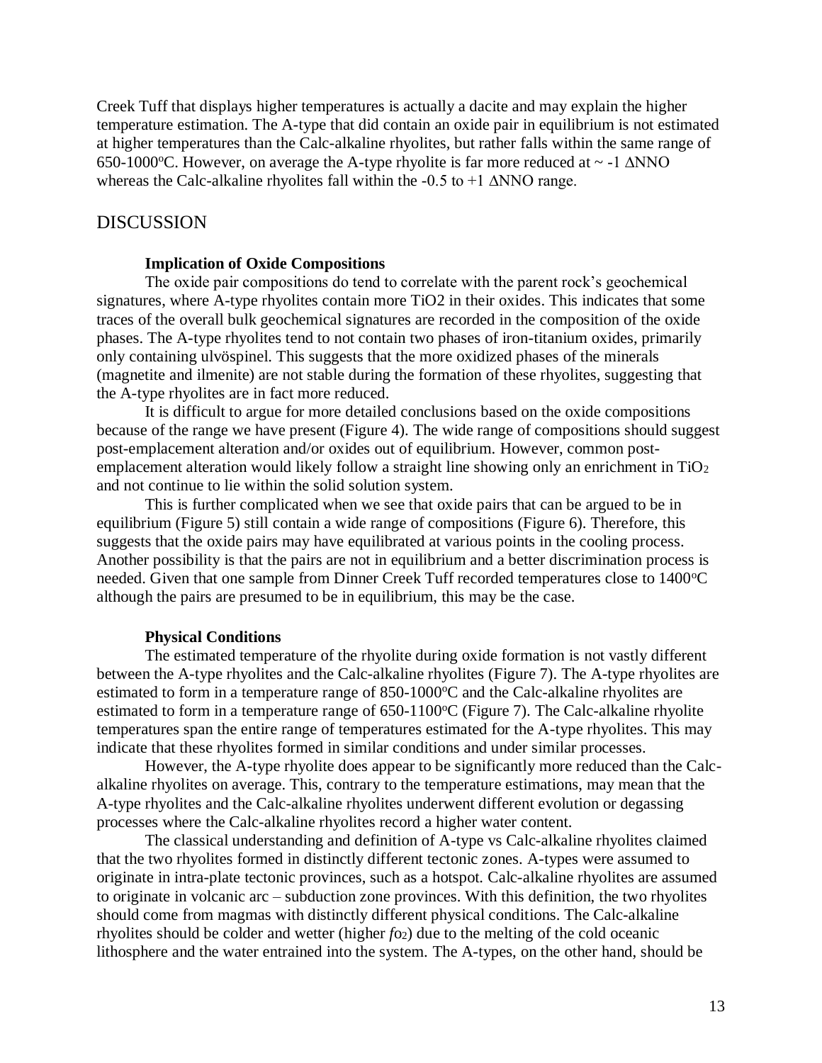Creek Tuff that displays higher temperatures is actually a dacite and may explain the higher temperature estimation. The A-type that did contain an oxide pair in equilibrium is not estimated at higher temperatures than the Calc-alkaline rhyolites, but rather falls within the same range of 650-1000°C. However, on average the A-type rhyolite is far more reduced at ~ -1 ΔNNO whereas the Calc-alkaline rhyolites fall within the -0.5 to +1 ΔNNO range.

## DISCUSSION

### Implication of Oxide Compositions

The oxide pair compositions do tend to correlate with the parent rock's geochemical signatures, where A-type rhyolites contain more TiO2 in their oxides. This indicates that some traces of the overall bulk geochemical signatures are recorded in the composition of the oxide phases. The A-type rhyolites tend to not contain two phases of iron-titanium oxides, primarily only containing ulvöspinel. This suggests that the more oxidized phases of the minerals (magnetite and ilmenite) are not stable during the formation of these rhyolites, suggesting that the A-type rhyolites are in fact more reduced.

It is difficult to argue for more detailed conclusions based on the oxide compositions because of the range we have present (Figure 4). The wide range of compositions should suggest post-emplacement alteration and/or oxides out of equilibrium. However, common post-emplacement alteration would likely follow a straight line showing only an enrichment in $TiO_2$ and not continue to lie within the solid solution system.

This is further complicated when we see that oxide pairs that can be argued to be in equilibrium (Figure 5) still contain a wide range of compositions (Figure 6). Therefore, this suggests that the oxide pairs may have equilibrated at various points in the cooling process. Another possibility is that the pairs are not in equilibrium and a better discrimination process is needed. Given that one sample from Dinner Creek Tuff recorded temperatures close to 1400°C although the pairs are presumed to be in equilibrium, this may be the case.

### Physical Conditions

The estimated temperature of the rhyolite during oxide formation is not vastly different between the A-type rhyolites and the Calc-alkaline rhyolites (Figure 7). The A-type rhyolites are estimated to form in a temperature range of 850-1000°C and the Calc-alkaline rhyolites are estimated to form in a temperature range of 650-1100°C (Figure 7). The Calc-alkaline rhyolite temperatures span the entire range of temperatures estimated for the A-type rhyolites. This may indicate that these rhyolites formed in similar conditions and under similar processes.

However, the A-type rhyolite does appear to be significantly more reduced than the Calc-alkaline rhyolites on average. This, contrary to the temperature estimations, may mean that the A-type rhyolites and the Calc-alkaline rhyolites underwent different evolution or degassing processes where the Calc-alkaline rhyolites record a higher water content.

The classical understanding and definition of A-type vs Calc-alkaline rhyolites claimed that the two rhyolites formed in distinctly different tectonic zones. A-types were assumed to originate in intra-plate tectonic provinces, such as a hotspot. Calc-alkaline rhyolites are assumed to originate in volcanic arc – subduction zone provinces. With this definition, the two rhyolites should come from magmas with distinctly different physical conditions. The Calc-alkaline rhyolites should be colder and wetter (higher $fo_2$) due to the melting of the cold oceanic lithosphere and the water entrained into the system. The A-types, on the other hand, should be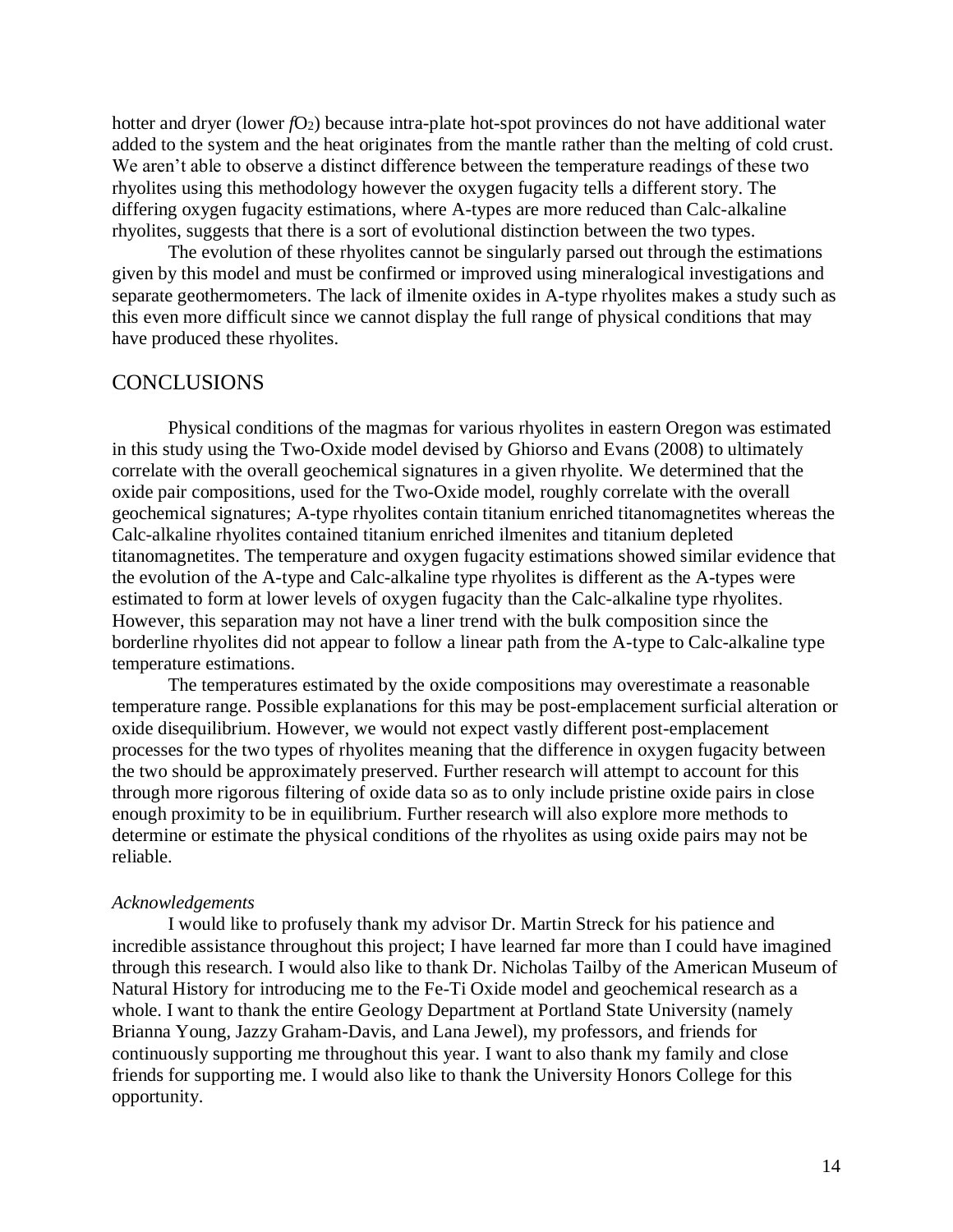hotter and dryer (lower $fO_2$) because intra-plate hot-spot provinces do not have additional water added to the system and the heat originates from the mantle rather than the melting of cold crust. We aren't able to observe a distinct difference between the temperature readings of these two rhyolites using this methodology however the oxygen fugacity tells a different story. The differing oxygen fugacity estimations, where A-types are more reduced than Calc-alkaline rhyolites, suggests that there is a sort of evolutional distinction between the two types.

The evolution of these rhyolites cannot be singularly parsed out through the estimations given by this model and must be confirmed or improved using mineralogical investigations and separate geothermometers. The lack of ilmenite oxides in A-type rhyolites makes a study such as this even more difficult since we cannot display the full range of physical conditions that may have produced these rhyolites.

## CONCLUSIONS

Physical conditions of the magmas for various rhyolites in eastern Oregon was estimated in this study using the Two-Oxide model devised by Ghiorso and Evans (2008) to ultimately correlate with the overall geochemical signatures in a given rhyolite. We determined that the oxide pair compositions, used for the Two-Oxide model, roughly correlate with the overall geochemical signatures; A-type rhyolites contain titanium enriched titanomagnetites whereas the Calc-alkaline rhyolites contained titanium enriched ilmenites and titanium depleted titanomagnetites. The temperature and oxygen fugacity estimations showed similar evidence that the evolution of the A-type and Calc-alkaline type rhyolites is different as the A-types were estimated to form at lower levels of oxygen fugacity than the Calc-alkaline type rhyolites. However, this separation may not have a liner trend with the bulk composition since the borderline rhyolites did not appear to follow a linear path from the A-type to Calc-alkaline type temperature estimations.

The temperatures estimated by the oxide compositions may overestimate a reasonable temperature range. Possible explanations for this may be post-emplacement surficial alteration or oxide disequilibrium. However, we would not expect vastly different post-emplacement processes for the two types of rhyolites meaning that the difference in oxygen fugacity between the two should be approximately preserved. Further research will attempt to account for this through more rigorous filtering of oxide data so as to only include pristine oxide pairs in close enough proximity to be in equilibrium. Further research will also explore more methods to determine or estimate the physical conditions of the rhyolites as using oxide pairs may not be reliable.

### *Acknowledgements*

I would like to profusely thank my advisor Dr. Martin Streck for his patience and incredible assistance throughout this project; I have learned far more than I could have imagined through this research. I would also like to thank Dr. Nicholas Tailby of the American Museum of Natural History for introducing me to the Fe-Ti Oxide model and geochemical research as a whole. I want to thank the entire Geology Department at Portland State University (namely Brianna Young, Jazzy Graham-Davis, and Lana Jewel), my professors, and friends for continuously supporting me throughout this year. I want to also thank my family and close friends for supporting me. I would also like to thank the University Honors College for this opportunity.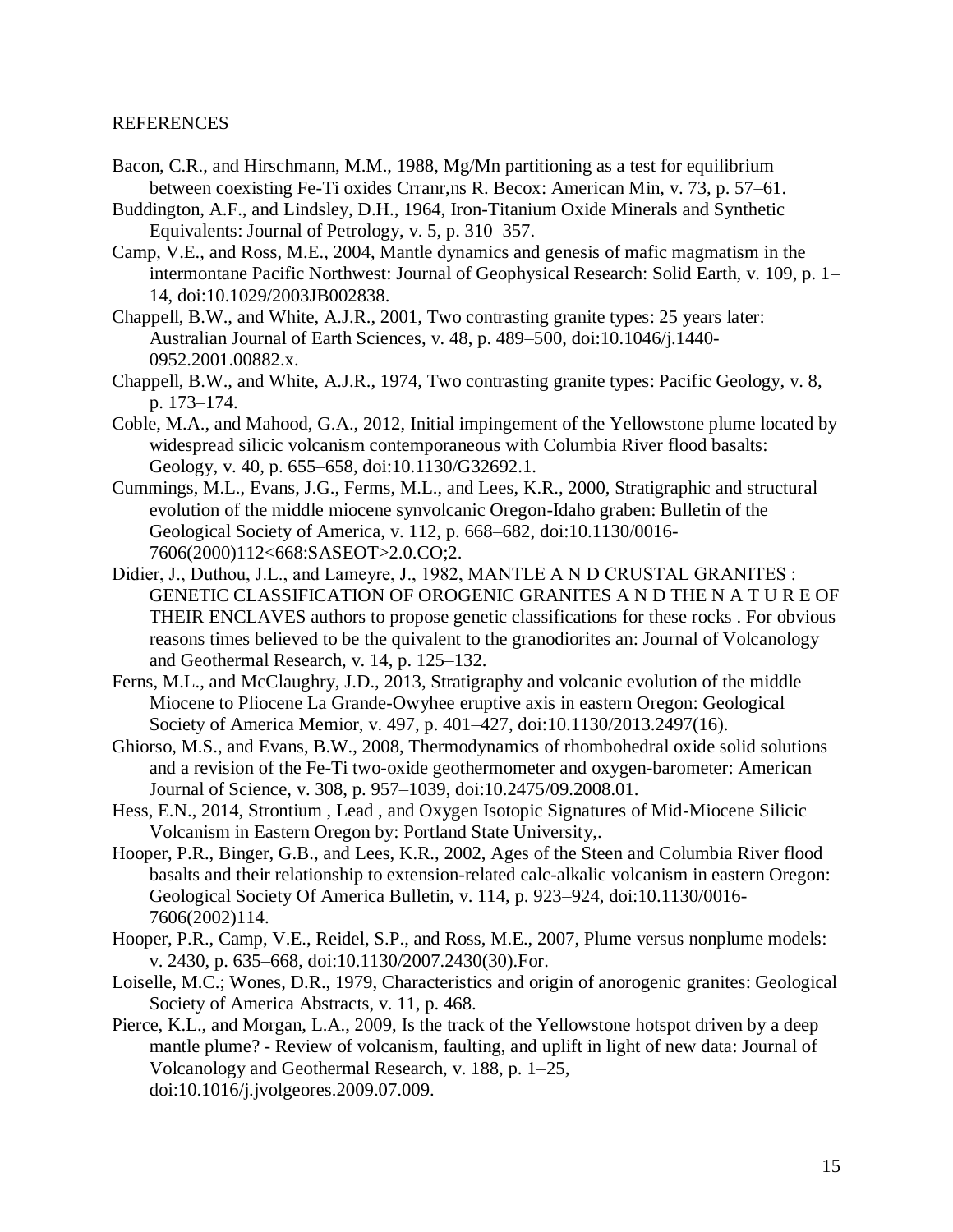REFERENCES

Bacon, C.R., and Hirschmann, M.M., 1988, Mg/Mn partitioning as a test for equilibrium between coexisting Fe-Ti oxides Crranr,ns R. Becox: American Min, v. 73, p. 57–61.

Buddington, A.F., and Lindsley, D.H., 1964, Iron-Titanium Oxide Minerals and Synthetic Equivalents: Journal of Petrology, v. 5, p. 310–357.

Camp, V.E., and Ross, M.E., 2004, Mantle dynamics and genesis of mafic magmatism in the intermontane Pacific Northwest: Journal of Geophysical Research: Solid Earth, v. 109, p. 1–14, doi:10.1029/2003JB002838.

Chappell, B.W., and White, A.J.R., 2001, Two contrasting granite types: 25 years later: Australian Journal of Earth Sciences, v. 48, p. 489–500, doi:10.1046/j.1440-0952.2001.00882.x.

Chappell, B.W., and White, A.J.R., 1974, Two contrasting granite types: Pacific Geology, v. 8, p. 173–174.

Coble, M.A., and Mahood, G.A., 2012, Initial impingement of the Yellowstone plume located by widespread silicic volcanism contemporaneous with Columbia River flood basalts: Geology, v. 40, p. 655–658, doi:10.1130/G32692.1.

Cummings, M.L., Evans, J.G., Ferns, M.L., and Lees, K.R., 2000, Stratigraphic and structural evolution of the middle miocene synvolcanic Oregon-Idaho graben: Bulletin of the Geological Society of America, v. 112, p. 668–682, doi:10.1130/0016-7606(2000)112<668:SASEOT>2.0.CO;2.

Didier, J., Duthou, J.L., and Lameyre, J., 1982, MANTLE A N D CRUSTAL GRANITES : GENETIC CLASSIFICATION OF OROGENIC GRANITES A N D THE N A T U R E OF THEIR ENCLAVES authors to propose genetic classifications for these rocks . For obvious reasons times believed to be the quivalent to the granodiorites an: Journal of Volcanology and Geothermal Research, v. 14, p. 125–132.

Ferns, M.L., and McClaughry, J.D., 2013, Stratigraphy and volcanic evolution of the middle Miocene to Pliocene La Grande-Owyhee eruptive axis in eastern Oregon: Geological Society of America Memior, v. 497, p. 401–427, doi:10.1130/2013.2497(16).

Ghiorso, M.S., and Evans, B.W., 2008, Thermodynamics of rhombohedral oxide solid solutions and a revision of the Fe-Ti two-oxide geothermometer and oxygen-barometer: American Journal of Science, v. 308, p. 957–1039, doi:10.2475/09.2008.01.

Hess, E.N., 2014, Strontium , Lead , and Oxygen Isotopic Signatures of Mid-Miocene Silicic Volcanism in Eastern Oregon by: Portland State University,.

Hooper, P.R., Binger, G.B., and Lees, K.R., 2002, Ages of the Steen and Columbia River flood basalts and their relationship to extension-related calc-alkalic volcanism in eastern Oregon: Geological Society Of America Bulletin, v. 114, p. 923–924, doi:10.1130/0016-7606(2002)114.

Hooper, P.R., Camp, V.E., Reidel, S.P., and Ross, M.E., 2007, Plume versus nonplume models: v. 2430, p. 635–668, doi:10.1130/2007.2430(30).For.

Loiselle, M.C.; Wones, D.R., 1979, Characteristics and origin of anorogenic granites: Geological Society of America Abstracts, v. 11, p. 468.

Pierce, K.L., and Morgan, L.A., 2009, Is the track of the Yellowstone hotspot driven by a deep mantle plume? - Review of volcanism, faulting, and uplift in light of new data: Journal of Volcanology and Geothermal Research, v. 188, p. 1–25, doi:10.1016/j.jvolgeores.2009.07.009.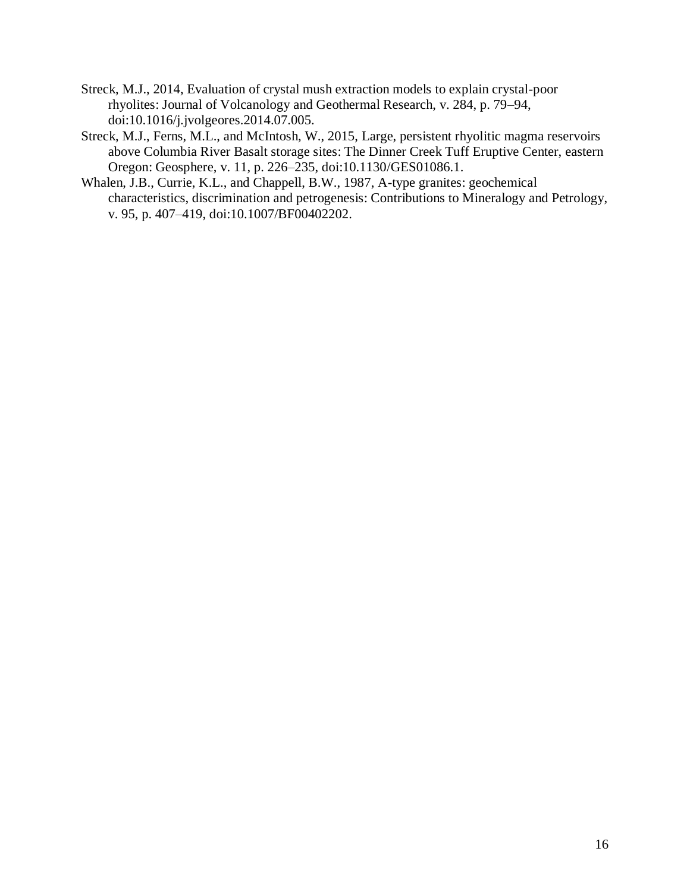Streck, M.J., 2014, Evaluation of crystal mush extraction models to explain crystal-poor rhyolites: Journal of Volcanology and Geothermal Research, v. 284, p. 79–94, doi:10.1016/j.jvolgeores.2014.07.005.

Streck, M.J., Ferns, M.L., and McIntosh, W., 2015, Large, persistent rhyolitic magma reservoirs above Columbia River Basalt storage sites: The Dinner Creek Tuff Eruptive Center, eastern Oregon: Geosphere, v. 11, p. 226–235, doi:10.1130/GES01086.1.

Whalen, J.B., Currie, K.L., and Chappell, B.W., 1987, A-type granites: geochemical characteristics, discrimination and petrogenesis: Contributions to Mineralogy and Petrology, v. 95, p. 407–419, doi:10.1007/BF00402202.